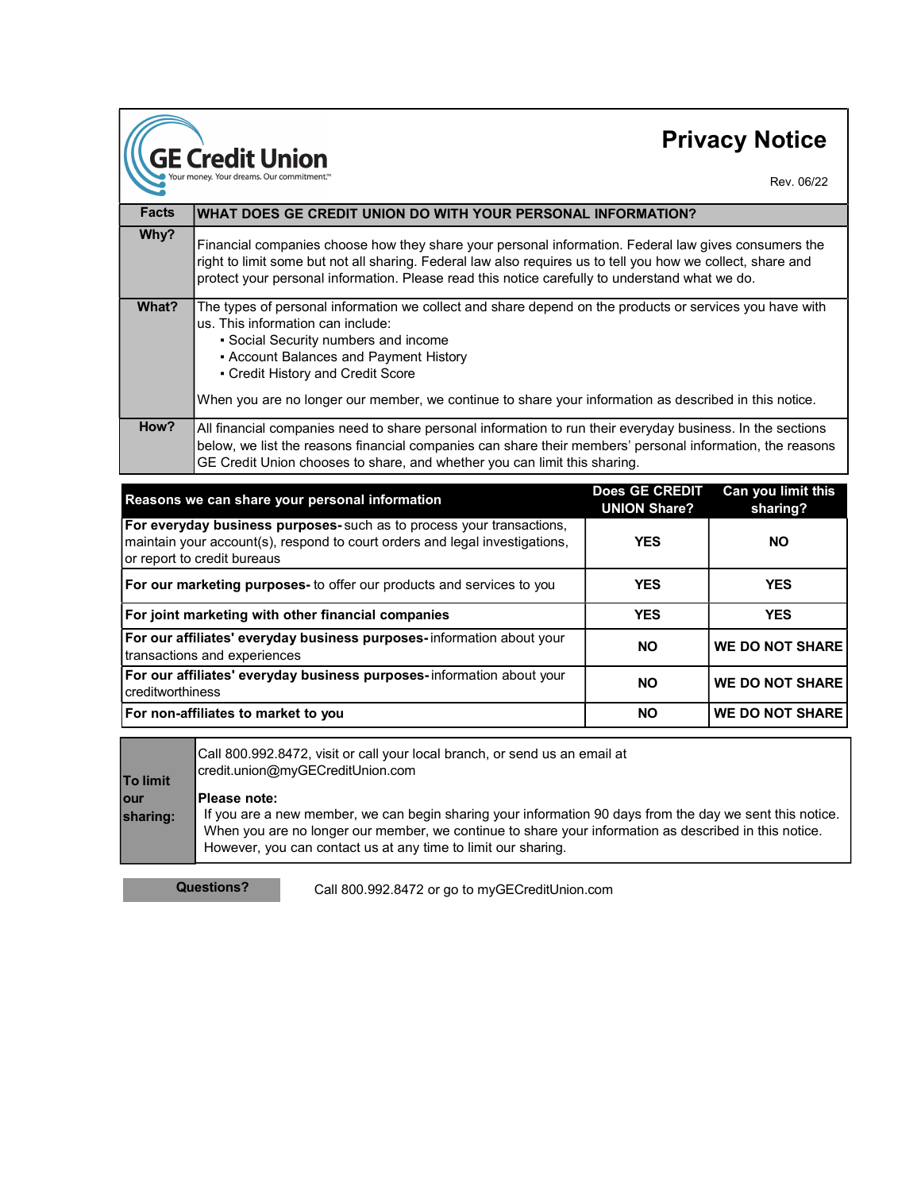GE Credit Union

Your money. Your dreams. Our commitment.™

# Privacy Notice

Rev. 06/22

| Facts | WHAT DOES GE CREDIT UNION DO WITH YOUR PERSONAL INFORMATION? |
|---|---|
| **Why?** | Financial companies choose how they share your personal information. Federal law gives consumers the right to limit some but not all sharing. Federal law also requires us to tell you how we collect, share and protect your personal information. Please read this notice carefully to understand what we do. |
| **What?** | The types of personal information we collect and share depend on the products or services you have with us. This information can include:<br>▪ Social Security numbers and income<br>▪ Account Balances and Payment History<br>▪ Credit History and Credit Score<br><br>When you are no longer our member, we continue to share your information as described in this notice. |
| **How?** | All financial companies need to share personal information to run their everyday business. In the sections below, we list the reasons financial companies can share their members' personal information, the reasons GE Credit Union chooses to share, and whether you can limit this sharing. |

| Reasons we can share your personal information | Does GE CREDIT UNION Share? | Can you limit this sharing? |
|---|---|---|
| **For everyday business purposes-** such as to process your transactions, maintain your account(s), respond to court orders and legal investigations, or report to credit bureaus | YES | NO |
| **For our marketing purposes-** to offer our products and services to you | YES | YES |
| **For joint marketing with other financial companies** | YES | YES |
| **For our affiliates' everyday business purposes-** information about your transactions and experiences | NO | WE DO NOT SHARE |
| **For our affiliates' everyday business purposes-** information about your creditworthiness | NO | WE DO NOT SHARE |
| **For non-affiliates to market to you** | NO | WE DO NOT SHARE |

| To limit our sharing: | Call 800.992.8472, visit or call your local branch, or send us an email at credit.union@myGECreditUnion.com<br><br>**Please note:**<br>If you are a new member, we can begin sharing your information 90 days from the day we sent this notice. When you are no longer our member, we continue to share your information as described in this notice. However, you can contact us at any time to limit our sharing. |
|---|---|

| Questions? | Call 800.992.8472 or go to myGECreditUnion.com |
|---|---|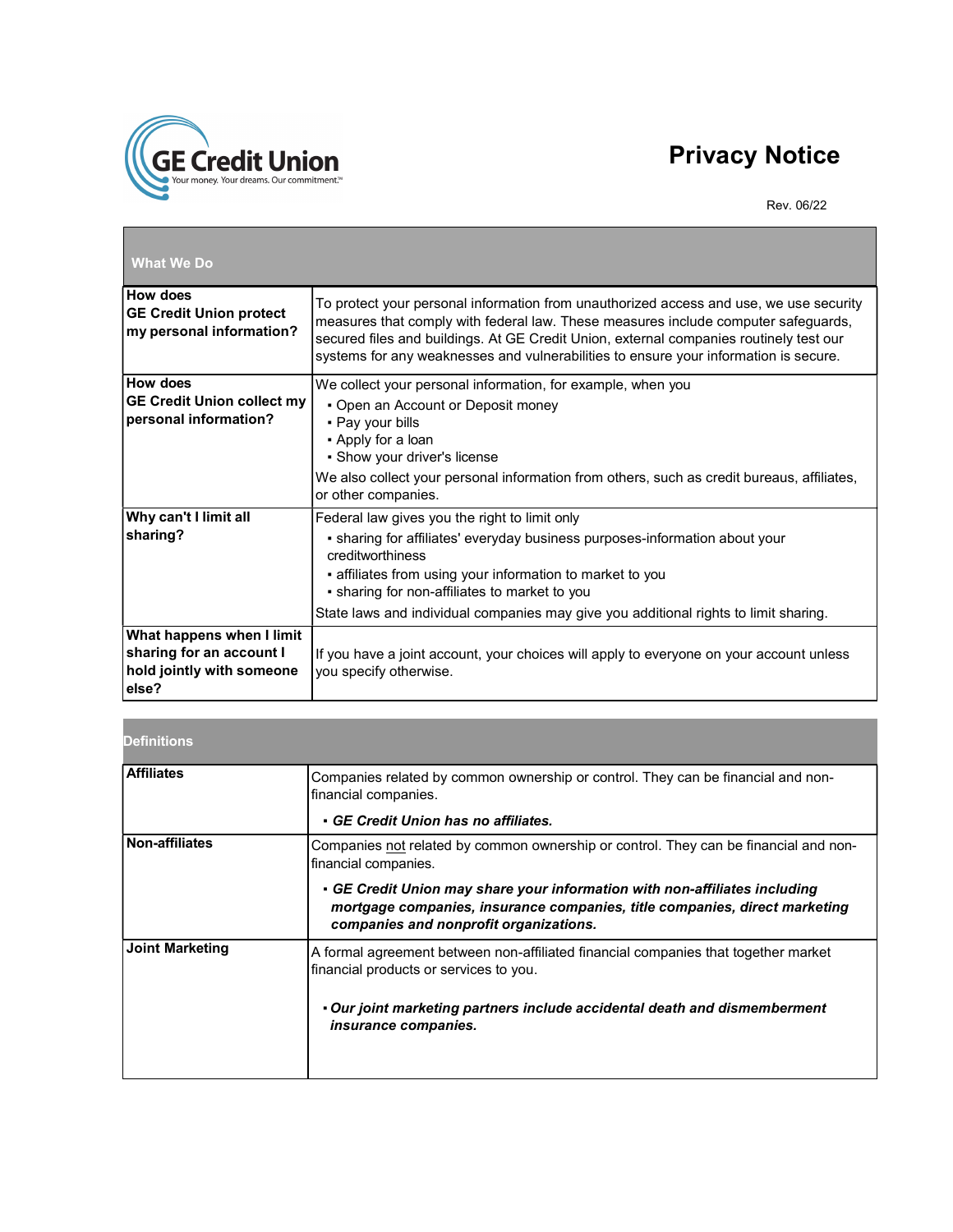GE Credit Union
Your money. Your dreams. Our commitment.™

# Privacy Notice

Rev. 06/22

| What We Do | |
|---|---|
| **How does GE Credit Union protect my personal information?** | To protect your personal information from unauthorized access and use, we use security measures that comply with federal law. These measures include computer safeguards, secured files and buildings. At GE Credit Union, external companies routinely test our systems for any weaknesses and vulnerabilities to ensure your information is secure. |
| **How does GE Credit Union collect my personal information?** | We collect your personal information, for example, when you<br>▪ Open an Account or Deposit money<br>▪ Pay your bills<br>▪ Apply for a loan<br>▪ Show your driver's license<br>We also collect your personal information from others, such as credit bureaus, affiliates, or other companies. |
| **Why can't I limit all sharing?** | Federal law gives you the right to limit only<br>▪ sharing for affiliates' everyday business purposes-information about your creditworthiness<br>▪ affiliates from using your information to market to you<br>▪ sharing for non-affiliates to market to you<br>State laws and individual companies may give you additional rights to limit sharing. |
| **What happens when I limit sharing for an account I hold jointly with someone else?** | If you have a joint account, your choices will apply to everyone on your account unless you specify otherwise. |

| Definitions | |
|---|---|
| **Affiliates** | Companies related by common ownership or control. They can be financial and non-financial companies.<br>▪ ***GE Credit Union has no affiliates.*** |
| **Non-affiliates** | Companies not related by common ownership or control. They can be financial and non-financial companies.<br>▪ ***GE Credit Union may share your information with non-affiliates including mortgage companies, insurance companies, title companies, direct marketing companies and nonprofit organizations.*** |
| **Joint Marketing** | A formal agreement between non-affiliated financial companies that together market financial products or services to you.<br>▪ ***Our joint marketing partners include accidental death and dismemberment insurance companies.*** |